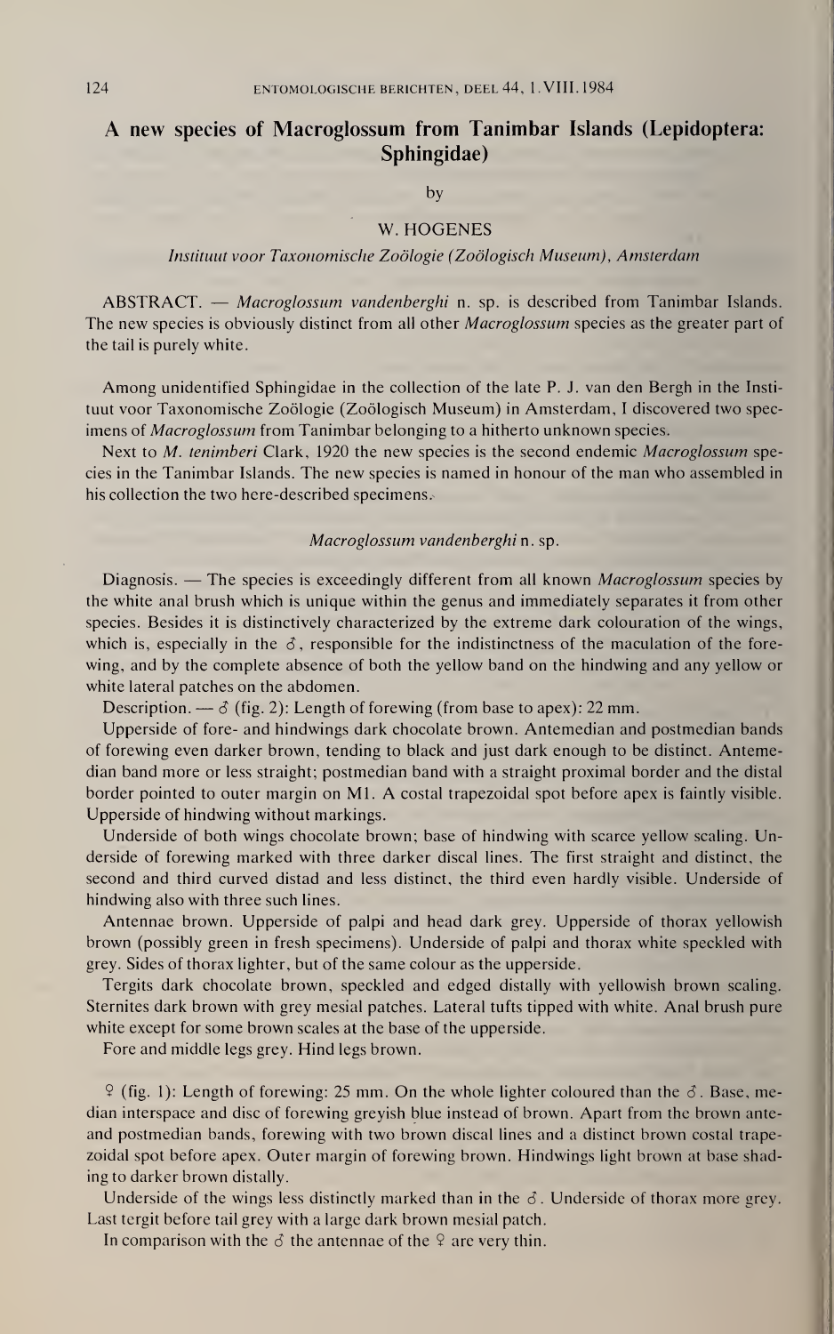# A new species of Macroglossum from Tanimbar Islands (Lepidoptera: Sphingidae)

by

W. HOGENES

*Instituut voor Taxonomische Zoölogie (Zoölogisch Museum), Amsterdam*

ABSTRACT. — *Macroglossum vandenberghi* n. sp. is described from Tanimbar Islands. The new species is obviously distinct from all other *Macroglossum* species as the greater part of the tail is purely white.

Among unidentified Sphingidae in the collection of the late P. J. van den Bergh in the Instituut voor Taxonomische Zoölogie (Zoölogisch Museum) in Amsterdam, I discovered two specimens of *Macroglossum* from Tanimbar belonging to a hitherto unknown species.

Next to *M. tenimberi* Clark, 1920 the new species is the second endemic *Macroglossum* species in the Tanimbar Islands. The new species is named in honour of the man who assembled in his collection the two here-described specimens.

## *Macroglossum vandenberghi* n. sp.

Diagnosis. — The species is exceedingly different from all known *Macroglossum* species by the white anal brush which is unique within the genus and immediately separates it from other species. Besides it is distinctively characterized by the extreme dark colouration of the wings, which is, especially in the ♂, responsible for the indistinctness of the maculation of the forewing, and by the complete absence of both the yellow band on the hindwing and any yellow or white lateral patches on the abdomen.

Description. — ♂ (fig. 2): Length of forewing (from base to apex): 22 mm.

Upperside of fore- and hindwings dark chocolate brown. Antemedian and postmedian bands of forewing even darker brown, tending to black and just dark enough to be distinct. Antemedian band more or less straight; postmedian band with a straight proximal border and the distal border pointed to outer margin on M1. A costal trapezoidal spot before apex is faintly visible. Upperside of hindwing without markings.

Underside of both wings chocolate brown; base of hindwing with scarce yellow scaling. Underside of forewing marked with three darker discal lines. The first straight and distinct, the second and third curved distad and less distinct, the third even hardly visible. Underside of hindwing also with three such lines.

Antennae brown. Upperside of palpi and head dark grey. Upperside of thorax yellowish brown (possibly green in fresh specimens). Underside of palpi and thorax white speckled with grey. Sides of thorax lighter, but of the same colour as the upperside.

Tergits dark chocolate brown, speckled and edged distally with yellowish brown scaling. Sternites dark brown with grey mesial patches. Lateral tufts tipped with white. Anal brush pure white except for some brown scales at the base of the upperside.

Fore and middle legs grey. Hind legs brown.

♀ (fig. 1): Length of forewing: 25 mm. On the whole lighter coloured than the ♂. Base, median interspace and disc of forewing greyish blue instead of brown. Apart from the brown ante- and postmedian bands, forewing with two brown discal lines and a distinct brown costal trapezoidal spot before apex. Outer margin of forewing brown. Hindwings light brown at base shading to darker brown distally.

Underside of the wings less distinctly marked than in the ♂. Underside of thorax more grey. Last tergit before tail grey with a large dark brown mesial patch.

In comparison with the ♂ the antennae of the ♀ are very thin.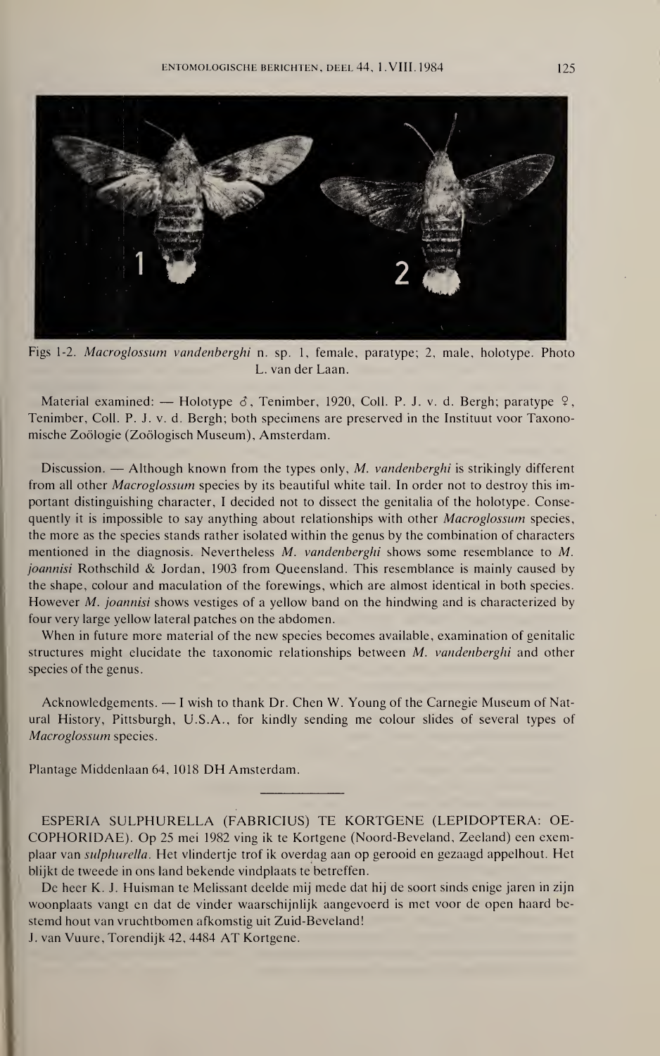Figs 1-2. *Macroglossum vandenberghi* n. sp. 1, female, paratype; 2, male, holotype. Photo L. van der Laan.

Material examined: — Holotype ♂, Tenimber, 1920, Coll. P. J. v. d. Bergh; paratype ♀, Tenimber, Coll. P. J. v. d. Bergh; both specimens are preserved in the Instituut voor Taxonomische Zoölogie (Zoölogisch Museum), Amsterdam.

Discussion. — Although known from the types only, *M. vandenberghi* is strikingly different from all other *Macroglossum* species by its beautiful white tail. In order not to destroy this important distinguishing character, I decided not to dissect the genitalia of the holotype. Consequently it is impossible to say anything about relationships with other *Macroglossum* species, the more as the species stands rather isolated within the genus by the combination of characters mentioned in the diagnosis. Nevertheless *M. vandenberghi* shows some resemblance to *M. joannisi* Rothschild & Jordan, 1903 from Queensland. This resemblance is mainly caused by the shape, colour and maculation of the forewings, which are almost identical in both species. However *M. joannisi* shows vestiges of a yellow band on the hindwing and is characterized by four very large yellow lateral patches on the abdomen.

When in future more material of the new species becomes available, examination of genitalic structures might elucidate the taxonomic relationships between *M. vandenberghi* and other species of the genus.

Acknowledgements. — I wish to thank Dr. Chen W. Young of the Carnegie Museum of Natural History, Pittsburgh, U.S.A., for kindly sending me colour slides of several types of *Macroglossum* species.

Plantage Middenlaan 64, 1018 DH Amsterdam.

---

ESPERIA SULPHURELLA (FABRICIUS) TE KORTGENE (LEPIDOPTERA: OECOPHORIDAE). Op 25 mei 1982 ving ik te Kortgene (Noord-Beveland, Zeeland) een exemplaar van *sulphurella*. Het vlindertje trof ik overdag aan op gerooid en gezaagd appelhout. Het blijkt de tweede in ons land bekende vindplaats te betreffen.

De heer K. J. Huisman te Melissant deelde mij mede dat hij de soort sinds enige jaren in zijn woonplaats vangt en dat de vinder waarschijnlijk aangevoerd is met voor de open haard bestemd hout van vruchtbomen afkomstig uit Zuid-Beveland!

J. van Vuure, Torendijk 42, 4484 AT Kortgene.